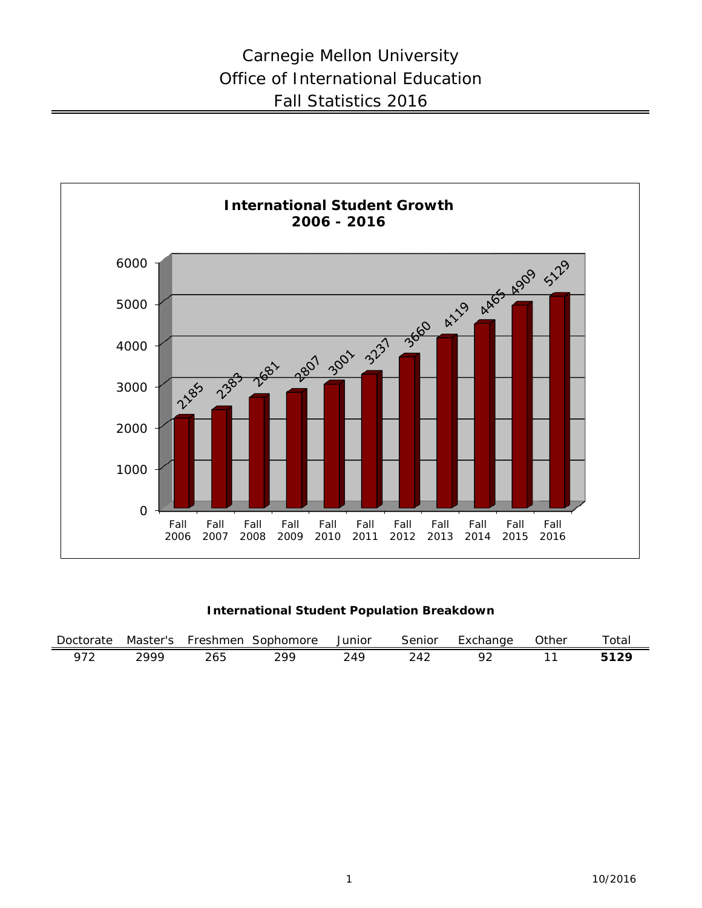# Carnegie Mellon University
# Office of International Education
# Fall Statistics 2016

**International Student Growth 2006 - 2016**

| Fall 2006 | Fall 2007 | Fall 2008 | Fall 2009 | Fall 2010 | Fall 2011 | Fall 2012 | Fall 2013 | Fall 2014 | Fall 2015 | Fall 2016 |
|---|---|---|---|---|---|---|---|---|---|---|
| 2185 | 2383 | 2681 | 2807 | 3001 | 3237 | 3660 | 4119 | 4465 | 4909 | 5129 |

**International Student Population Breakdown**

| Doctorate | Master's | Freshmen | Sophomore | Junior | Senior | Exchange | Other | Total |
|---|---|---|---|---|---|---|---|---|
| 972 | 2999 | 265 | 299 | 249 | 242 | 92 | 11 | **5129** |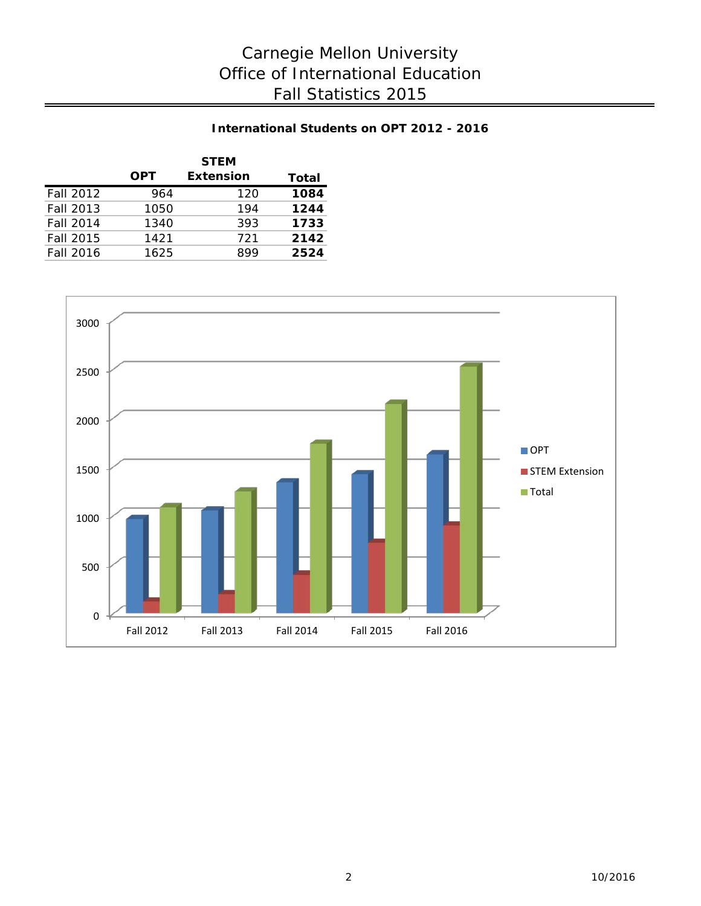# Carnegie Mellon University
# Office of International Education
# Fall Statistics 2015

### International Students on OPT 2012 - 2016

| | OPT | STEM Extension | Total |
|---|---|---|---|
| Fall 2012 | 964 | 120 | **1084** |
| Fall 2013 | 1050 | 194 | **1244** |
| Fall 2014 | 1340 | 393 | **1733** |
| Fall 2015 | 1421 | 721 | **2142** |
| Fall 2016 | 1625 | 899 | **2524** |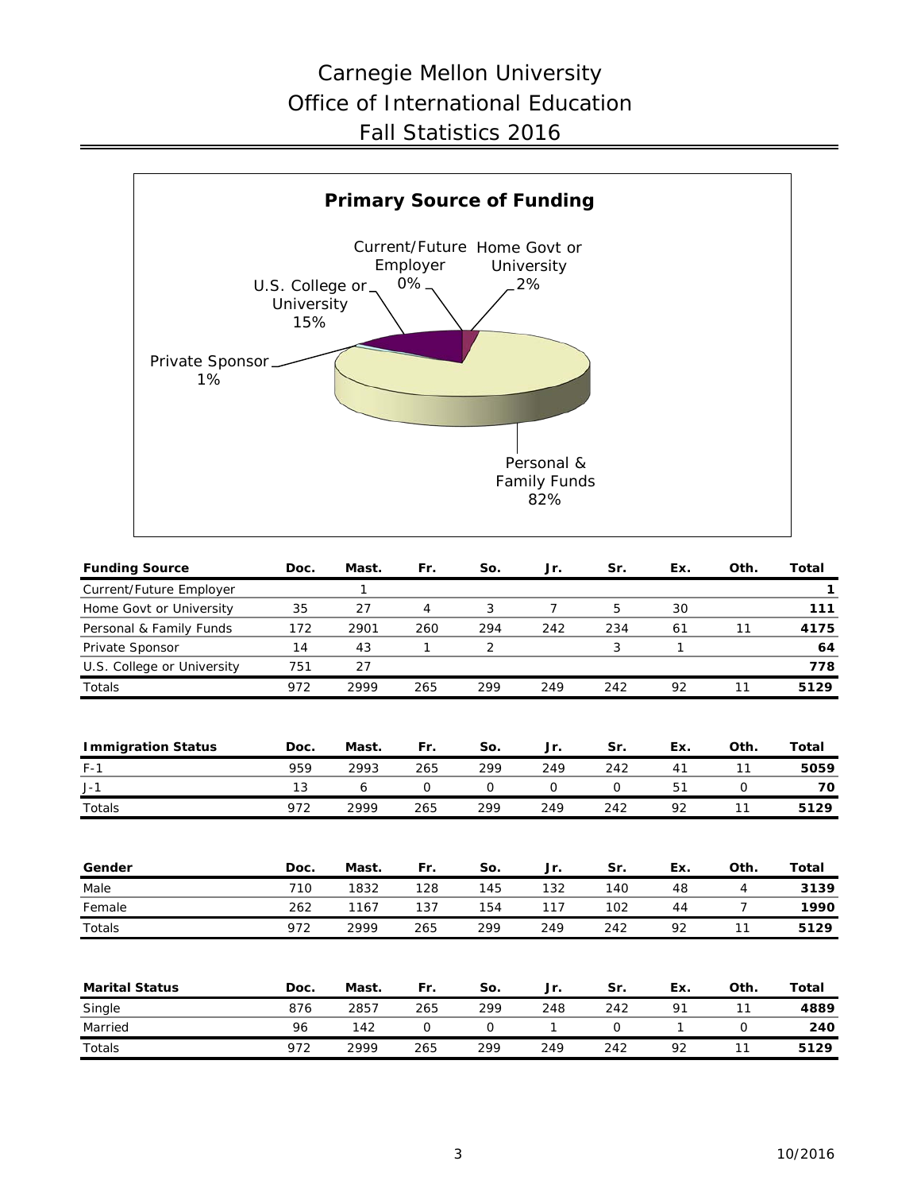# Carnegie Mellon University
## Office of International Education
## Fall Statistics 2016

**Primary Source of Funding**

Current/Future Employer 0%
Home Govt or University 2%
U.S. College or University 15%
Private Sponsor 1%
Personal & Family Funds 82%

| Funding Source | Doc. | Mast. | Fr. | So. | Jr. | Sr. | Ex. | Oth. | Total |
|---|---|---|---|---|---|---|---|---|---|
| Current/Future Employer | | 1 | | | | | | | **1** |
| Home Govt or University | 35 | 27 | 4 | 3 | 7 | 5 | 30 | | **111** |
| Personal & Family Funds | 172 | 2901 | 260 | 294 | 242 | 234 | 61 | 11 | **4175** |
| Private Sponsor | 14 | 43 | 1 | 2 | | 3 | 1 | | **64** |
| U.S. College or University | 751 | 27 | | | | | | | **778** |
| Totals | 972 | 2999 | 265 | 299 | 249 | 242 | 92 | 11 | **5129** |

| Immigration Status | Doc. | Mast. | Fr. | So. | Jr. | Sr. | Ex. | Oth. | Total |
|---|---|---|---|---|---|---|---|---|---|
| F-1 | 959 | 2993 | 265 | 299 | 249 | 242 | 41 | 11 | **5059** |
| J-1 | 13 | 6 | 0 | 0 | 0 | 0 | 51 | 0 | **70** |
| Totals | 972 | 2999 | 265 | 299 | 249 | 242 | 92 | 11 | **5129** |

| Gender | Doc. | Mast. | Fr. | So. | Jr. | Sr. | Ex. | Oth. | Total |
|---|---|---|---|---|---|---|---|---|---|
| Male | 710 | 1832 | 128 | 145 | 132 | 140 | 48 | 4 | **3139** |
| Female | 262 | 1167 | 137 | 154 | 117 | 102 | 44 | 7 | **1990** |
| Totals | 972 | 2999 | 265 | 299 | 249 | 242 | 92 | 11 | **5129** |

| Marital Status | Doc. | Mast. | Fr. | So. | Jr. | Sr. | Ex. | Oth. | Total |
|---|---|---|---|---|---|---|---|---|---|
| Single | 876 | 2857 | 265 | 299 | 248 | 242 | 91 | 11 | **4889** |
| Married | 96 | 142 | 0 | 0 | 1 | 0 | 1 | 0 | **240** |
| Totals | 972 | 2999 | 265 | 299 | 249 | 242 | 92 | 11 | **5129** |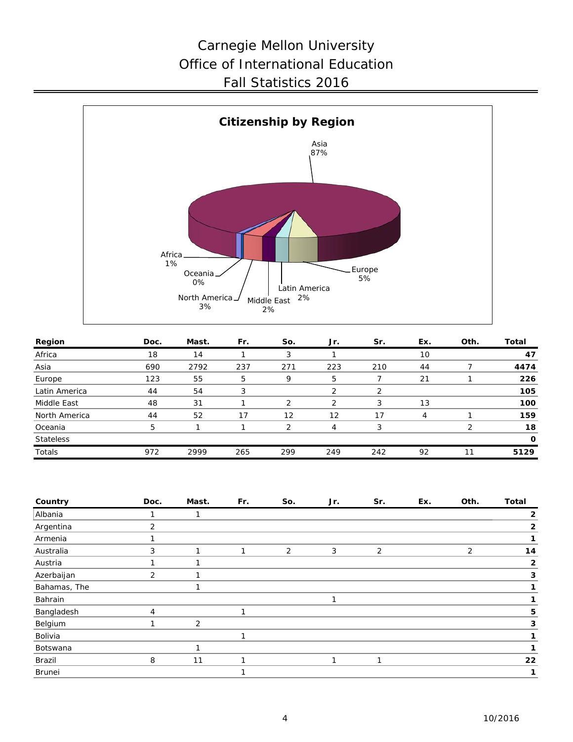# Carnegie Mellon University
# Office of International Education
# Fall Statistics 2016

**Citizenship by Region**

Asia 87%
Africa 1%
Oceania 0%
North America 3%
Middle East 2%
Latin America 2%
Europe 5%

| Region | Doc. | Mast. | Fr. | So. | Jr. | Sr. | Ex. | Oth. | Total |
|---|---|---|---|---|---|---|---|---|---|
| Africa | 18 | 14 | 1 | 3 | 1 | | 10 | | **47** |
| Asia | 690 | 2792 | 237 | 271 | 223 | 210 | 44 | 7 | **4474** |
| Europe | 123 | 55 | 5 | 9 | 5 | 7 | 21 | 1 | **226** |
| Latin America | 44 | 54 | 3 | | 2 | 2 | | | **105** |
| Middle East | 48 | 31 | 1 | 2 | 2 | 3 | 13 | | **100** |
| North America | 44 | 52 | 17 | 12 | 12 | 17 | 4 | 1 | **159** |
| Oceania | 5 | 1 | 1 | 2 | 4 | 3 | | 2 | **18** |
| Stateless | | | | | | | | | **0** |
| Totals | 972 | 2999 | 265 | 299 | 249 | 242 | 92 | 11 | **5129** |

| Country | Doc. | Mast. | Fr. | So. | Jr. | Sr. | Ex. | Oth. | Total |
|---|---|---|---|---|---|---|---|---|---|
| Albania | 1 | 1 | | | | | | | **2** |
| Argentina | 2 | | | | | | | | **2** |
| Armenia | 1 | | | | | | | | **1** |
| Australia | 3 | 1 | 1 | 2 | 3 | 2 | | 2 | **14** |
| Austria | 1 | 1 | | | | | | | **2** |
| Azerbaijan | 2 | 1 | | | | | | | **3** |
| Bahamas, The | | 1 | | | | | | | **1** |
| Bahrain | | | | | 1 | | | | **1** |
| Bangladesh | 4 | | 1 | | | | | | **5** |
| Belgium | 1 | 2 | | | | | | | **3** |
| Bolivia | | | 1 | | | | | | **1** |
| Botswana | | 1 | | | | | | | **1** |
| Brazil | 8 | 11 | 1 | | 1 | 1 | | | **22** |
| Brunei | | | 1 | | | | | | **1** |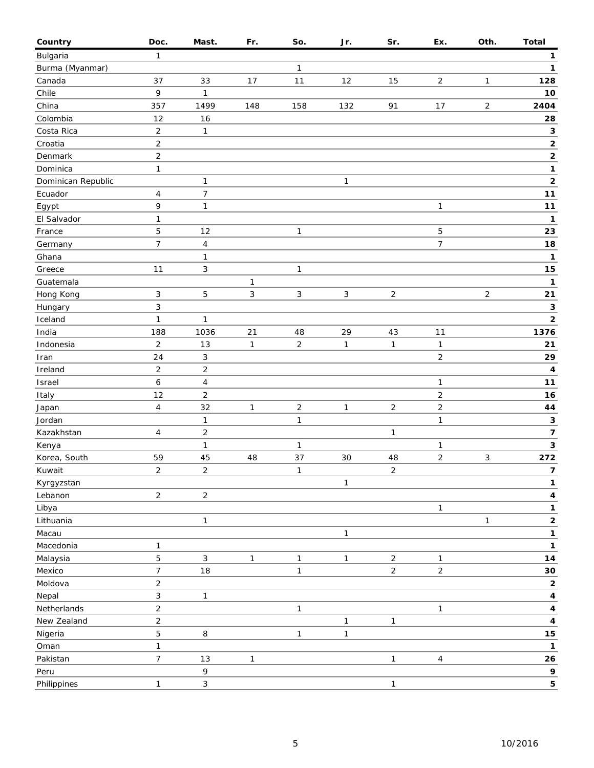| Country | Doc. | Mast. | Fr. | So. | Jr. | Sr. | Ex. | Oth. | Total |
|---|---|---|---|---|---|---|---|---|---|
| Bulgaria | 1 | | | | | | | | **1** |
| Burma (Myanmar) | | | | 1 | | | | | **1** |
| Canada | 37 | 33 | 17 | 11 | 12 | 15 | 2 | 1 | **128** |
| Chile | 9 | 1 | | | | | | | **10** |
| China | 357 | 1499 | 148 | 158 | 132 | 91 | 17 | 2 | **2404** |
| Colombia | 12 | 16 | | | | | | | **28** |
| Costa Rica | 2 | 1 | | | | | | | **3** |
| Croatia | 2 | | | | | | | | **2** |
| Denmark | 2 | | | | | | | | **2** |
| Dominica | 1 | | | | | | | | **1** |
| Dominican Republic | | 1 | | | 1 | | | | **2** |
| Ecuador | 4 | 7 | | | | | | | **11** |
| Egypt | 9 | 1 | | | | | 1 | | **11** |
| El Salvador | 1 | | | | | | | | **1** |
| France | 5 | 12 | | 1 | | | 5 | | **23** |
| Germany | 7 | 4 | | | | | 7 | | **18** |
| Ghana | | 1 | | | | | | | **1** |
| Greece | 11 | 3 | | 1 | | | | | **15** |
| Guatemala | | | 1 | | | | | | **1** |
| Hong Kong | 3 | 5 | 3 | 3 | 3 | 2 | | 2 | **21** |
| Hungary | 3 | | | | | | | | **3** |
| Iceland | 1 | 1 | | | | | | | **2** |
| India | 188 | 1036 | 21 | 48 | 29 | 43 | 11 | | **1376** |
| Indonesia | 2 | 13 | 1 | 2 | 1 | 1 | 1 | | **21** |
| Iran | 24 | 3 | | | | | 2 | | **29** |
| Ireland | 2 | 2 | | | | | | | **4** |
| Israel | 6 | 4 | | | | | 1 | | **11** |
| Italy | 12 | 2 | | | | | 2 | | **16** |
| Japan | 4 | 32 | 1 | 2 | 1 | 2 | 2 | | **44** |
| Jordan | | 1 | | 1 | | | 1 | | **3** |
| Kazakhstan | 4 | 2 | | | | 1 | | | **7** |
| Kenya | | 1 | | 1 | | | 1 | | **3** |
| Korea, South | 59 | 45 | 48 | 37 | 30 | 48 | 2 | 3 | **272** |
| Kuwait | 2 | 2 | | 1 | | 2 | | | **7** |
| Kyrgyzstan | | | | | 1 | | | | **1** |
| Lebanon | 2 | 2 | | | | | | | **4** |
| Libya | | | | | | | 1 | | **1** |
| Lithuania | | 1 | | | | | | 1 | **2** |
| Macau | | | | | 1 | | | | **1** |
| Macedonia | 1 | | | | | | | | **1** |
| Malaysia | 5 | 3 | 1 | 1 | 1 | 2 | 1 | | **14** |
| Mexico | 7 | 18 | | 1 | | 2 | 2 | | **30** |
| Moldova | 2 | | | | | | | | **2** |
| Nepal | 3 | 1 | | | | | | | **4** |
| Netherlands | 2 | | | 1 | | | 1 | | **4** |
| New Zealand | 2 | | | | 1 | 1 | | | **4** |
| Nigeria | 5 | 8 | | 1 | 1 | | | | **15** |
| Oman | 1 | | | | | | | | **1** |
| Pakistan | 7 | 13 | 1 | | | 1 | 4 | | **26** |
| Peru | | 9 | | | | | | | **9** |
| Philippines | 1 | 3 | | | | 1 | | | **5** |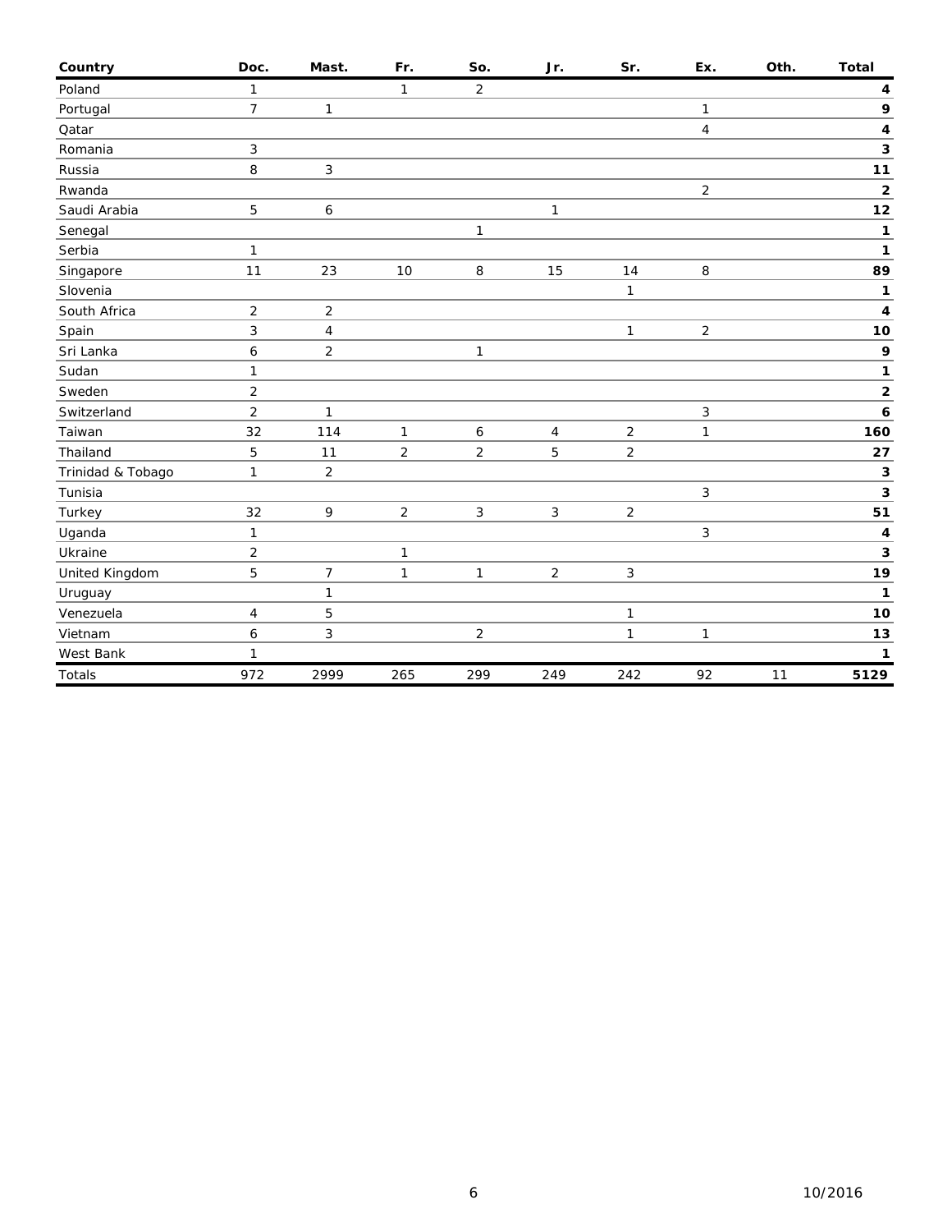| Country | Doc. | Mast. | Fr. | So. | Jr. | Sr. | Ex. | Oth. | Total |
|---|---|---|---|---|---|---|---|---|---|
| Poland | 1 | | 1 | 2 | | | | | **4** |
| Portugal | 7 | 1 | | | | | 1 | | **9** |
| Qatar | | | | | | | 4 | | **4** |
| Romania | 3 | | | | | | | | **3** |
| Russia | 8 | 3 | | | | | | | **11** |
| Rwanda | | | | | | | 2 | | **2** |
| Saudi Arabia | 5 | 6 | | | 1 | | | | **12** |
| Senegal | | | | 1 | | | | | **1** |
| Serbia | 1 | | | | | | | | **1** |
| Singapore | 11 | 23 | 10 | 8 | 15 | 14 | 8 | | **89** |
| Slovenia | | | | | | 1 | | | **1** |
| South Africa | 2 | 2 | | | | | | | **4** |
| Spain | 3 | 4 | | | | 1 | 2 | | **10** |
| Sri Lanka | 6 | 2 | | 1 | | | | | **9** |
| Sudan | 1 | | | | | | | | **1** |
| Sweden | 2 | | | | | | | | **2** |
| Switzerland | 2 | 1 | | | | | 3 | | **6** |
| Taiwan | 32 | 114 | 1 | 6 | 4 | 2 | 1 | | **160** |
| Thailand | 5 | 11 | 2 | 2 | 5 | 2 | | | **27** |
| Trinidad & Tobago | 1 | 2 | | | | | | | **3** |
| Tunisia | | | | | | | 3 | | **3** |
| Turkey | 32 | 9 | 2 | 3 | 3 | 2 | | | **51** |
| Uganda | 1 | | | | | | 3 | | **4** |
| Ukraine | 2 | | 1 | | | | | | **3** |
| United Kingdom | 5 | 7 | 1 | 1 | 2 | 3 | | | **19** |
| Uruguay | | 1 | | | | | | | **1** |
| Venezuela | 4 | 5 | | | | 1 | | | **10** |
| Vietnam | 6 | 3 | | 2 | | 1 | 1 | | **13** |
| West Bank | 1 | | | | | | | | **1** |
| Totals | 972 | 2999 | 265 | 299 | 249 | 242 | 92 | 11 | **5129** |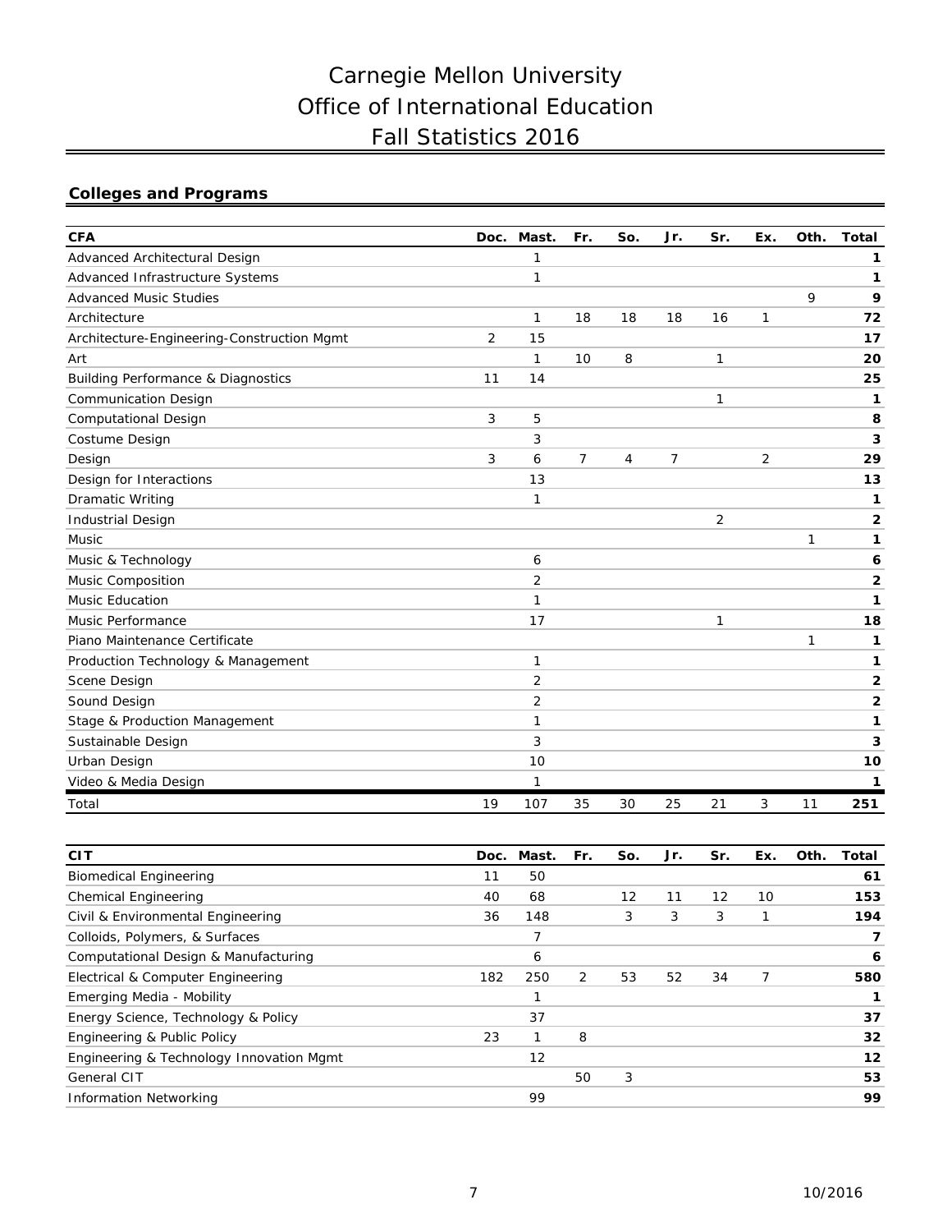# Carnegie Mellon University
# Office of International Education
# Fall Statistics 2016

## Colleges and Programs

| CFA | Doc. | Mast. | Fr. | So. | Jr. | Sr. | Ex. | Oth. | Total |
|---|---|---|---|---|---|---|---|---|---|
| Advanced Architectural Design | | 1 | | | | | | | **1** |
| Advanced Infrastructure Systems | | 1 | | | | | | | **1** |
| Advanced Music Studies | | | | | | | | 9 | **9** |
| Architecture | | 1 | 18 | 18 | 18 | 16 | 1 | | **72** |
| Architecture-Engineering-Construction Mgmt | 2 | 15 | | | | | | | **17** |
| Art | | 1 | 10 | 8 | | 1 | | | **20** |
| Building Performance & Diagnostics | 11 | 14 | | | | | | | **25** |
| Communication Design | | | | | | 1 | | | **1** |
| Computational Design | 3 | 5 | | | | | | | **8** |
| Costume Design | | 3 | | | | | | | **3** |
| Design | 3 | 6 | 7 | 4 | 7 | | 2 | | **29** |
| Design for Interactions | | 13 | | | | | | | **13** |
| Dramatic Writing | | 1 | | | | | | | **1** |
| Industrial Design | | | | | | 2 | | | **2** |
| Music | | | | | | | | 1 | **1** |
| Music & Technology | | 6 | | | | | | | **6** |
| Music Composition | | 2 | | | | | | | **2** |
| Music Education | | 1 | | | | | | | **1** |
| Music Performance | | 17 | | | | 1 | | | **18** |
| Piano Maintenance Certificate | | | | | | | | 1 | **1** |
| Production Technology & Management | | 1 | | | | | | | **1** |
| Scene Design | | 2 | | | | | | | **2** |
| Sound Design | | 2 | | | | | | | **2** |
| Stage & Production Management | | 1 | | | | | | | **1** |
| Sustainable Design | | 3 | | | | | | | **3** |
| Urban Design | | 10 | | | | | | | **10** |
| Video & Media Design | | 1 | | | | | | | **1** |
| Total | 19 | 107 | 35 | 30 | 25 | 21 | 3 | 11 | **251** |

| CIT | Doc. | Mast. | Fr. | So. | Jr. | Sr. | Ex. | Oth. | Total |
|---|---|---|---|---|---|---|---|---|---|
| Biomedical Engineering | 11 | 50 | | | | | | | **61** |
| Chemical Engineering | 40 | 68 | | 12 | 11 | 12 | 10 | | **153** |
| Civil & Environmental Engineering | 36 | 148 | | 3 | 3 | 3 | 1 | | **194** |
| Colloids, Polymers, & Surfaces | | 7 | | | | | | | **7** |
| Computational Design & Manufacturing | | 6 | | | | | | | **6** |
| Electrical & Computer Engineering | 182 | 250 | 2 | 53 | 52 | 34 | 7 | | **580** |
| Emerging Media - Mobility | | 1 | | | | | | | **1** |
| Energy Science, Technology & Policy | | 37 | | | | | | | **37** |
| Engineering & Public Policy | 23 | 1 | 8 | | | | | | **32** |
| Engineering & Technology Innovation Mgmt | | 12 | | | | | | | **12** |
| General CIT | | | 50 | 3 | | | | | **53** |
| Information Networking | | 99 | | | | | | | **99** |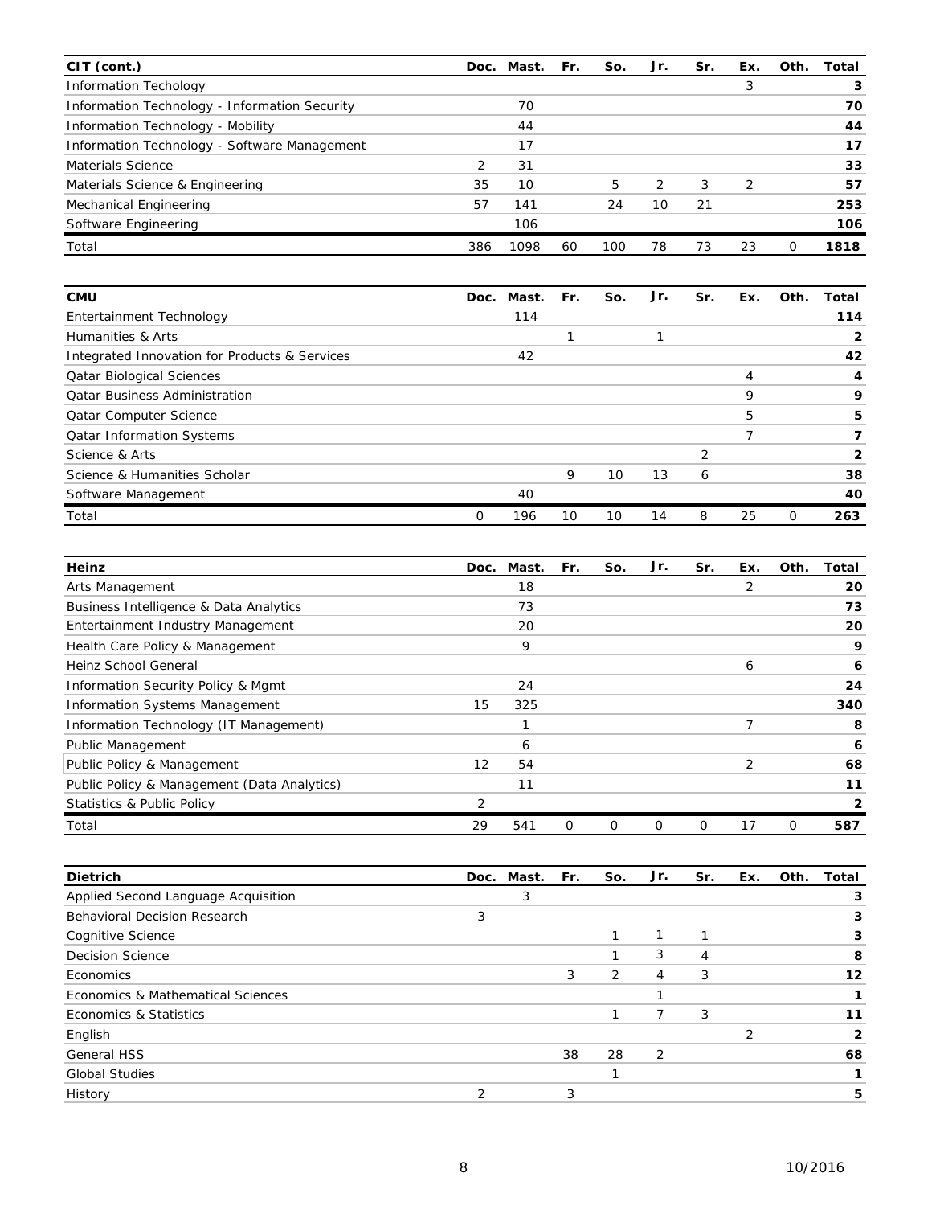| CIT (cont.) | Doc. | Mast. | Fr. | So. | Jr. | Sr. | Ex. | Oth. | Total |
|---|---|---|---|---|---|---|---|---|---|
| Information Techology | | | | | | | 3 | | **3** |
| Information Technology - Information Security | | 70 | | | | | | | **70** |
| Information Technology - Mobility | | 44 | | | | | | | **44** |
| Information Technology - Software Management | | 17 | | | | | | | **17** |
| Materials Science | 2 | 31 | | | | | | | **33** |
| Materials Science & Engineering | 35 | 10 | | 5 | 2 | 3 | 2 | | **57** |
| Mechanical Engineering | 57 | 141 | | 24 | 10 | 21 | | | **253** |
| Software Engineering | | 106 | | | | | | | **106** |
| Total | 386 | 1098 | 60 | 100 | 78 | 73 | 23 | 0 | **1818** |

| CMU | Doc. | Mast. | Fr. | So. | Jr. | Sr. | Ex. | Oth. | Total |
|---|---|---|---|---|---|---|---|---|---|
| Entertainment Technology | | 114 | | | | | | | **114** |
| Humanities & Arts | | | 1 | | 1 | | | | **2** |
| Integrated Innovation for Products & Services | | 42 | | | | | | | **42** |
| Qatar Biological Sciences | | | | | | | 4 | | **4** |
| Qatar Business Administration | | | | | | | 9 | | **9** |
| Qatar Computer Science | | | | | | | 5 | | **5** |
| Qatar Information Systems | | | | | | | 7 | | **7** |
| Science & Arts | | | | | | 2 | | | **2** |
| Science & Humanities Scholar | | | 9 | 10 | 13 | 6 | | | **38** |
| Software Management | | 40 | | | | | | | **40** |
| Total | 0 | 196 | 10 | 10 | 14 | 8 | 25 | 0 | **263** |

| Heinz | Doc. | Mast. | Fr. | So. | Jr. | Sr. | Ex. | Oth. | Total |
|---|---|---|---|---|---|---|---|---|---|
| Arts Management | | 18 | | | | | 2 | | **20** |
| Business Intelligence & Data Analytics | | 73 | | | | | | | **73** |
| Entertainment Industry Management | | 20 | | | | | | | **20** |
| Health Care Policy & Management | | 9 | | | | | | | **9** |
| Heinz School General | | | | | | | 6 | | **6** |
| Information Security Policy & Mgmt | | 24 | | | | | | | **24** |
| Information Systems Management | 15 | 325 | | | | | | | **340** |
| Information Technology (IT Management) | | 1 | | | | | 7 | | **8** |
| Public Management | | 6 | | | | | | | **6** |
| Public Policy & Management | 12 | 54 | | | | | 2 | | **68** |
| Public Policy & Management (Data Analytics) | | 11 | | | | | | | **11** |
| Statistics & Public Policy | 2 | | | | | | | | **2** |
| Total | 29 | 541 | 0 | 0 | 0 | 0 | 17 | 0 | **587** |

| Dietrich | Doc. | Mast. | Fr. | So. | Jr. | Sr. | Ex. | Oth. | Total |
|---|---|---|---|---|---|---|---|---|---|
| Applied Second Language Acquisition | | 3 | | | | | | | **3** |
| Behavioral Decision Research | 3 | | | | | | | | **3** |
| Cognitive Science | | | | 1 | 1 | 1 | | | **3** |
| Decision Science | | | | 1 | 3 | 4 | | | **8** |
| Economics | | | 3 | 2 | 4 | 3 | | | **12** |
| Economics & Mathematical Sciences | | | | | 1 | | | | **1** |
| Economics & Statistics | | | | 1 | 7 | 3 | | | **11** |
| English | | | | | | | 2 | | **2** |
| General HSS | | | 38 | 28 | 2 | | | | **68** |
| Global Studies | | | | 1 | | | | | **1** |
| History | 2 | | 3 | | | | | | **5** |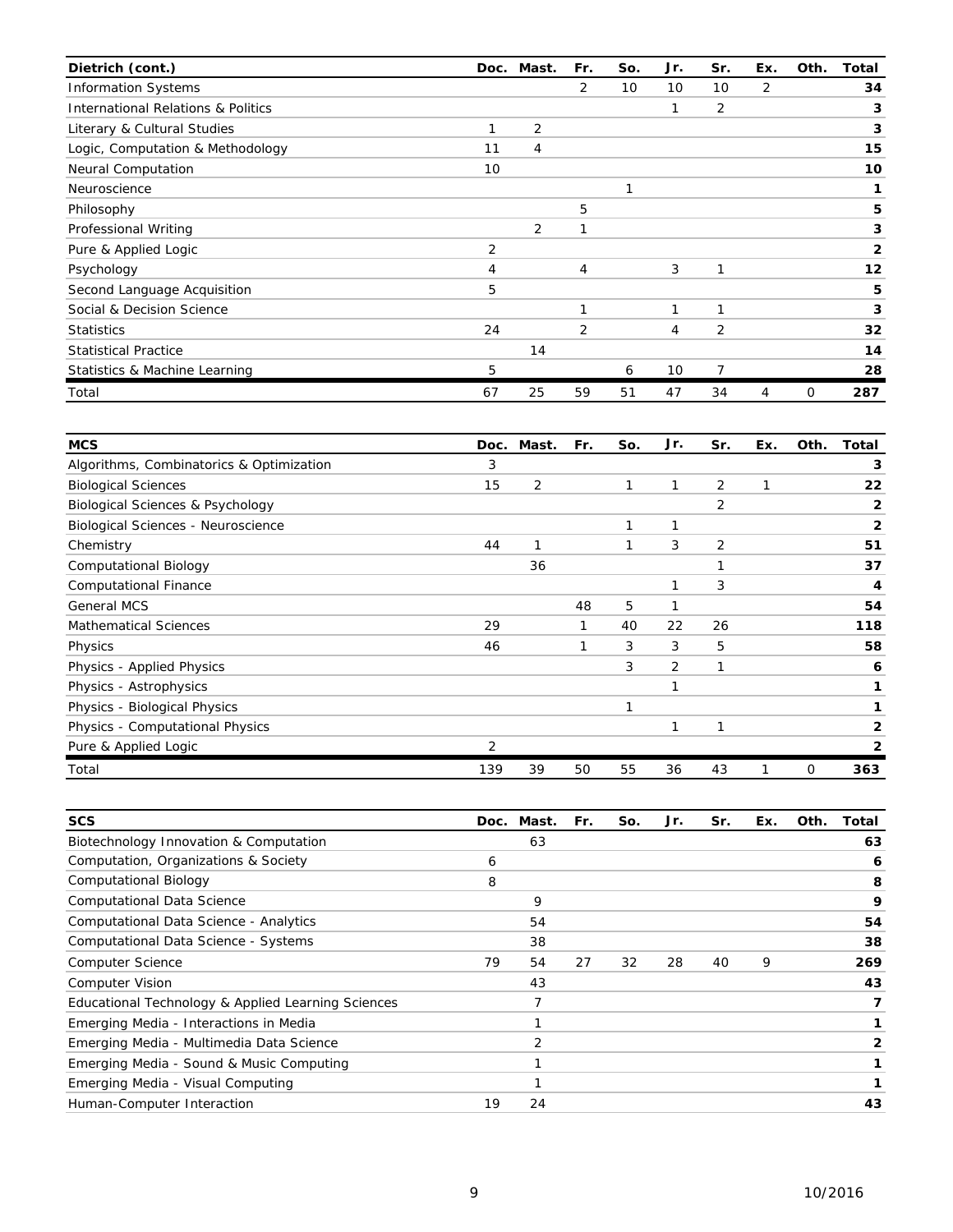| Dietrich (cont.) | Doc. | Mast. | Fr. | So. | Jr. | Sr. | Ex. | Oth. | Total |
|---|---|---|---|---|---|---|---|---|---|
| Information Systems | | | 2 | 10 | 10 | 10 | 2 | | **34** |
| International Relations & Politics | | | | | 1 | 2 | | | **3** |
| Literary & Cultural Studies | 1 | 2 | | | | | | | **3** |
| Logic, Computation & Methodology | 11 | 4 | | | | | | | **15** |
| Neural Computation | 10 | | | | | | | | **10** |
| Neuroscience | | | | 1 | | | | | **1** |
| Philosophy | | | 5 | | | | | | **5** |
| Professional Writing | | 2 | 1 | | | | | | **3** |
| Pure & Applied Logic | 2 | | | | | | | | **2** |
| Psychology | 4 | | 4 | | 3 | 1 | | | **12** |
| Second Language Acquisition | 5 | | | | | | | | **5** |
| Social & Decision Science | | | 1 | | 1 | 1 | | | **3** |
| Statistics | 24 | | 2 | | 4 | 2 | | | **32** |
| Statistical Practice | | 14 | | | | | | | **14** |
| Statistics & Machine Learning | 5 | | | 6 | 10 | 7 | | | **28** |
| Total | 67 | 25 | 59 | 51 | 47 | 34 | 4 | 0 | **287** |

| MCS | Doc. | Mast. | Fr. | So. | Jr. | Sr. | Ex. | Oth. | Total |
|---|---|---|---|---|---|---|---|---|---|
| Algorithms, Combinatorics & Optimization | 3 | | | | | | | | **3** |
| Biological Sciences | 15 | 2 | | 1 | 1 | 2 | 1 | | **22** |
| Biological Sciences & Psychology | | | | | | 2 | | | **2** |
| Biological Sciences - Neuroscience | | | | 1 | 1 | | | | **2** |
| Chemistry | 44 | 1 | | 1 | 3 | 2 | | | **51** |
| Computational Biology | | 36 | | | | 1 | | | **37** |
| Computational Finance | | | | | 1 | 3 | | | **4** |
| General MCS | | | 48 | 5 | 1 | | | | **54** |
| Mathematical Sciences | 29 | | 1 | 40 | 22 | 26 | | | **118** |
| Physics | 46 | | 1 | 3 | 3 | 5 | | | **58** |
| Physics - Applied Physics | | | | 3 | 2 | 1 | | | **6** |
| Physics - Astrophysics | | | | | 1 | | | | **1** |
| Physics - Biological Physics | | | | 1 | | | | | **1** |
| Physics - Computational Physics | | | | | 1 | 1 | | | **2** |
| Pure & Applied Logic | 2 | | | | | | | | **2** |
| Total | 139 | 39 | 50 | 55 | 36 | 43 | 1 | 0 | **363** |

| SCS | Doc. | Mast. | Fr. | So. | Jr. | Sr. | Ex. | Oth. | Total |
|---|---|---|---|---|---|---|---|---|---|
| Biotechnology Innovation & Computation | | 63 | | | | | | | **63** |
| Computation, Organizations & Society | 6 | | | | | | | | **6** |
| Computational Biology | 8 | | | | | | | | **8** |
| Computational Data Science | | 9 | | | | | | | **9** |
| Computational Data Science - Analytics | | 54 | | | | | | | **54** |
| Computational Data Science - Systems | | 38 | | | | | | | **38** |
| Computer Science | 79 | 54 | 27 | 32 | 28 | 40 | 9 | | **269** |
| Computer Vision | | 43 | | | | | | | **43** |
| Educational Technology & Applied Learning Sciences | | 7 | | | | | | | **7** |
| Emerging Media - Interactions in Media | | 1 | | | | | | | **1** |
| Emerging Media - Multimedia Data Science | | 2 | | | | | | | **2** |
| Emerging Media - Sound & Music Computing | | 1 | | | | | | | **1** |
| Emerging Media - Visual Computing | | 1 | | | | | | | **1** |
| Human-Computer Interaction | 19 | 24 | | | | | | | **43** |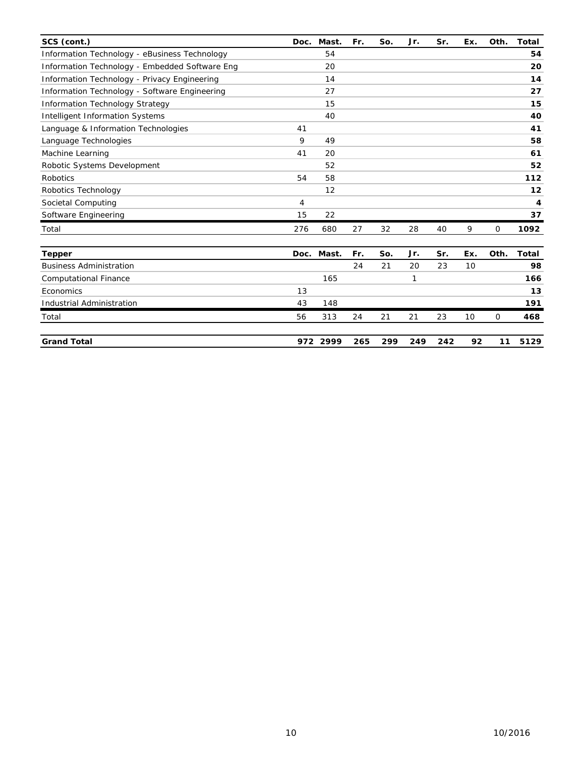| SCS (cont.) | Doc. | Mast. | Fr. | So. | Jr. | Sr. | Ex. | Oth. | Total |
|---|---|---|---|---|---|---|---|---|---|
| Information Technology - eBusiness Technology | | 54 | | | | | | | **54** |
| Information Technology - Embedded Software Eng | | 20 | | | | | | | **20** |
| Information Technology - Privacy Engineering | | 14 | | | | | | | **14** |
| Information Technology - Software Engineering | | 27 | | | | | | | **27** |
| Information Technology Strategy | | 15 | | | | | | | **15** |
| Intelligent Information Systems | | 40 | | | | | | | **40** |
| Language & Information Technologies | 41 | | | | | | | | **41** |
| Language Technologies | 9 | 49 | | | | | | | **58** |
| Machine Learning | 41 | 20 | | | | | | | **61** |
| Robotic Systems Development | | 52 | | | | | | | **52** |
| Robotics | 54 | 58 | | | | | | | **112** |
| Robotics Technology | | 12 | | | | | | | **12** |
| Societal Computing | 4 | | | | | | | | **4** |
| Software Engineering | 15 | 22 | | | | | | | **37** |
| Total | 276 | 680 | 27 | 32 | 28 | 40 | 9 | 0 | **1092** |

| Tepper | Doc. | Mast. | Fr. | So. | Jr. | Sr. | Ex. | Oth. | Total |
|---|---|---|---|---|---|---|---|---|---|
| Business Administration | | | 24 | 21 | 20 | 23 | 10 | | **98** |
| Computational Finance | | 165 | | | 1 | | | | **166** |
| Economics | 13 | | | | | | | | **13** |
| Industrial Administration | 43 | 148 | | | | | | | **191** |
| Total | 56 | 313 | 24 | 21 | 21 | 23 | 10 | 0 | **468** |

| | Doc. | Mast. | Fr. | So. | Jr. | Sr. | Ex. | Oth. | Total |
|---|---|---|---|---|---|---|---|---|---|
| **Grand Total** | **972** | **2999** | **265** | **299** | **249** | **242** | **92** | **11** | **5129** |

10/2016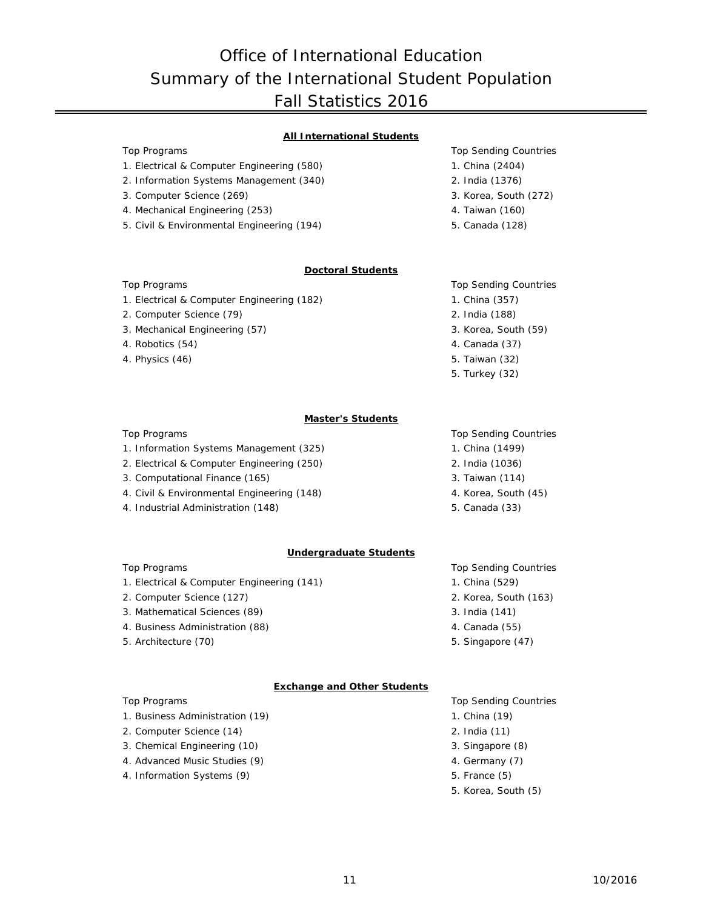# Office of International Education
# Summary of the International Student Population
# Fall Statistics 2016

## All International Students

| Top Programs | Top Sending Countries |
|---|---|
| 1. Electrical & Computer Engineering (580) | 1. China (2404) |
| 2. Information Systems Management (340) | 2. India (1376) |
| 3. Computer Science (269) | 3. Korea, South (272) |
| 4. Mechanical Engineering (253) | 4. Taiwan (160) |
| 5. Civil & Environmental Engineering (194) | 5. Canada (128) |

## Doctoral Students

| Top Programs | Top Sending Countries |
|---|---|
| 1. Electrical & Computer Engineering (182) | 1. China (357) |
| 2. Computer Science (79) | 2. India (188) |
| 3. Mechanical Engineering (57) | 3. Korea, South (59) |
| 4. Robotics (54) | 4. Canada (37) |
| 4. Physics (46) | 5. Taiwan (32) |
| | 5. Turkey (32) |

## Master's Students

| Top Programs | Top Sending Countries |
|---|---|
| 1. Information Systems Management (325) | 1. China (1499) |
| 2. Electrical & Computer Engineering (250) | 2. India (1036) |
| 3. Computational Finance (165) | 3. Taiwan (114) |
| 4. Civil & Environmental Engineering (148) | 4. Korea, South (45) |
| 4. Industrial Administration (148) | 5. Canada (33) |

## Undergraduate Students

| Top Programs | Top Sending Countries |
|---|---|
| 1. Electrical & Computer Engineering (141) | 1. China (529) |
| 2. Computer Science (127) | 2. Korea, South (163) |
| 3. Mathematical Sciences (89) | 3. India (141) |
| 4. Business Administration (88) | 4. Canada (55) |
| 5. Architecture (70) | 5. Singapore (47) |

## Exchange and Other Students

| Top Programs | Top Sending Countries |
|---|---|
| 1. Business Administration (19) | 1. China (19) |
| 2. Computer Science (14) | 2. India (11) |
| 3. Chemical Engineering (10) | 3. Singapore (8) |
| 4. Advanced Music Studies (9) | 4. Germany (7) |
| 4. Information Systems (9) | 5. France (5) |
| | 5. Korea, South (5) |

10/2016